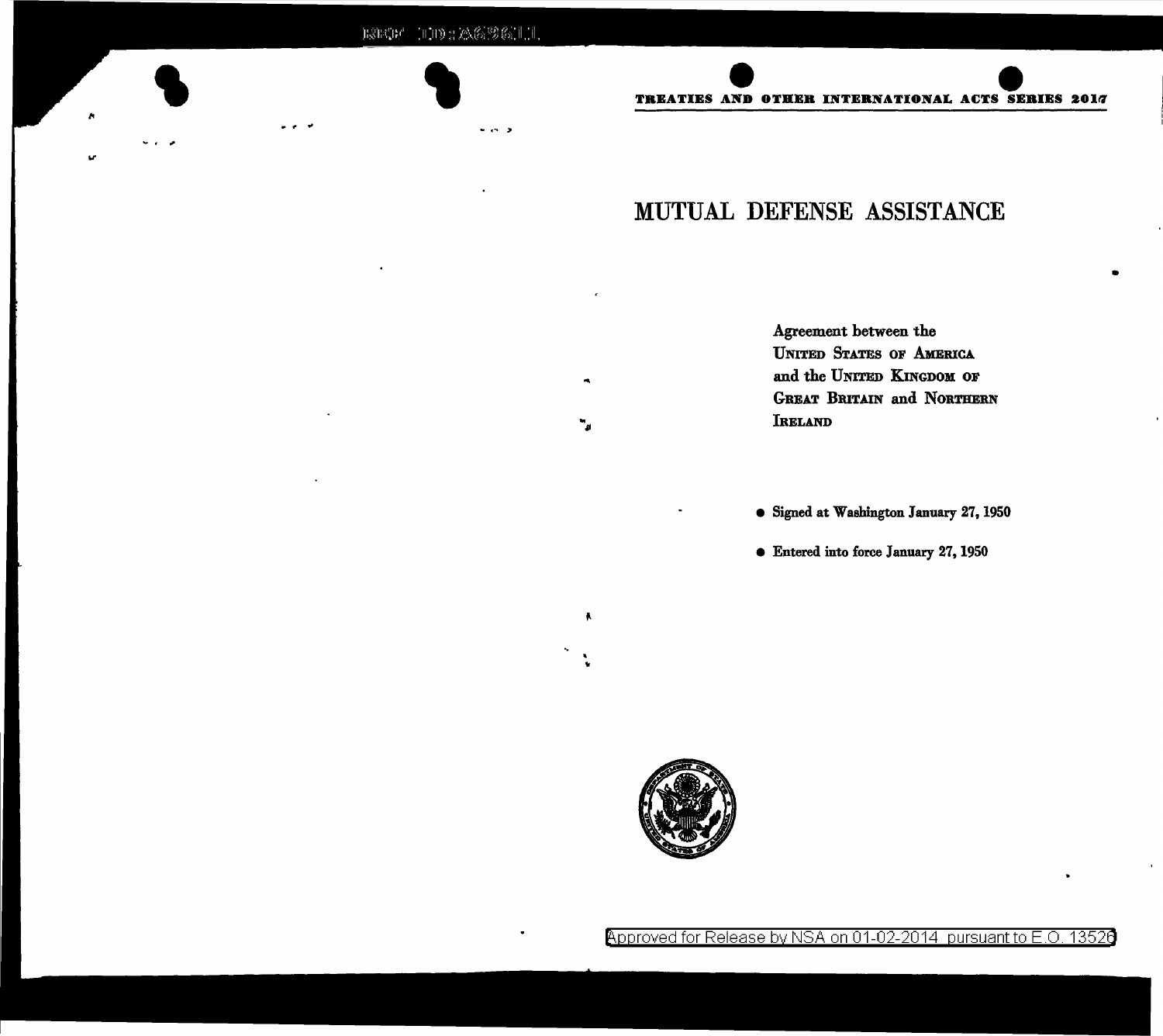TREATIES AND OTHER INTERNATIONAL ACTS SERIES 2017

# MUTUAL DEFENSE ASSISTANCE

Agreement between the
UNITED STATES OF AMERICA
and the UNITED KINGDOM OF
GREAT BRITAIN and NORTHERN
IRELAND

- Signed at Washington January 27, 1950
- Entered into force January 27, 1950

Approved for Release by NSA on 01-02-2014 pursuant to E.O. 13526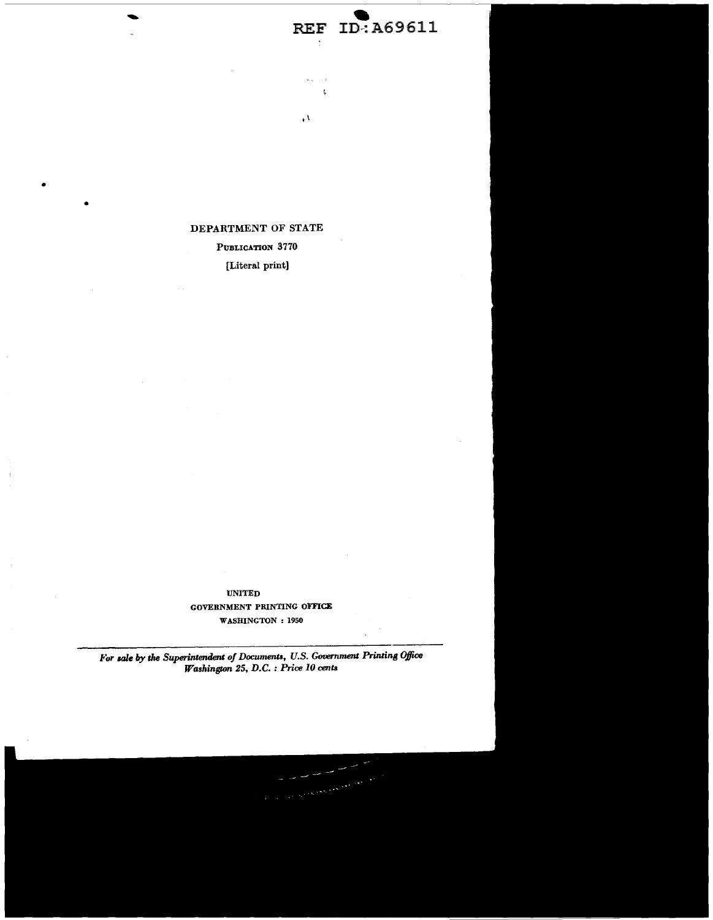REF ID: A69611

DEPARTMENT OF STATE

PUBLICATION 3770

[Literal print]

UNITED

GOVERNMENT PRINTING OFFICE

WASHINGTON : 1950

*For sale by the Superintendent of Documents, U.S. Government Printing Office Washington 25, D.C. : Price 10 cents*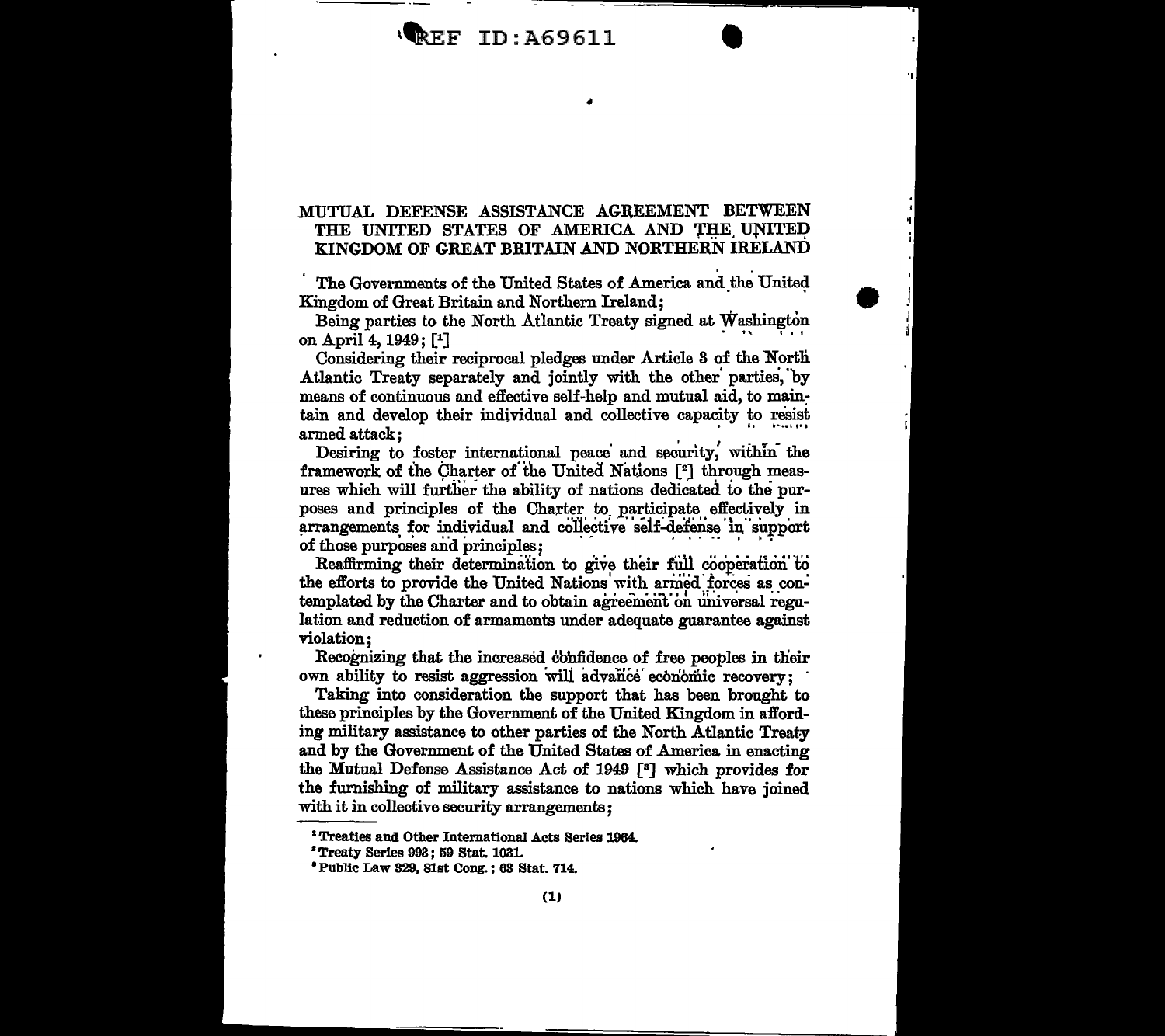# MUTUAL DEFENSE ASSISTANCE AGREEMENT BETWEEN THE UNITED STATES OF AMERICA AND THE UNITED KINGDOM OF GREAT BRITAIN AND NORTHERN IRELAND

The Governments of the United States of America and the United Kingdom of Great Britain and Northern Ireland;

Being parties to the North Atlantic Treaty signed at Washington on April 4, 1949; [1]

Considering their reciprocal pledges under Article 3 of the North Atlantic Treaty separately and jointly with the other parties, by means of continuous and effective self-help and mutual aid, to maintain and develop their individual and collective capacity to resist armed attack;

Desiring to foster international peace and security, within the framework of the Charter of the United Nations [2] through measures which will further the ability of nations dedicated to the purposes and principles of the Charter to participate effectively in arrangements for individual and collective self-defense in support of those purposes and principles;

Reaffirming their determination to give their full cooperation to the efforts to provide the United Nations with armed forces as contemplated by the Charter and to obtain agreement on universal regulation and reduction of armaments under adequate guarantee against violation;

Recognizing that the increased confidence of free peoples in their own ability to resist aggression will advance economic recovery;

Taking into consideration the support that has been brought to these principles by the Government of the United Kingdom in affording military assistance to other parties of the North Atlantic Treaty and by the Government of the United States of America in enacting the Mutual Defense Assistance Act of 1949 [3] which provides for the furnishing of military assistance to nations which have joined with it in collective security arrangements;

---

[1] Treaties and Other International Acts Series 1964.

[2] Treaty Series 993; 59 Stat. 1031.

[3] Public Law 329, 81st Cong.; 63 Stat. 714.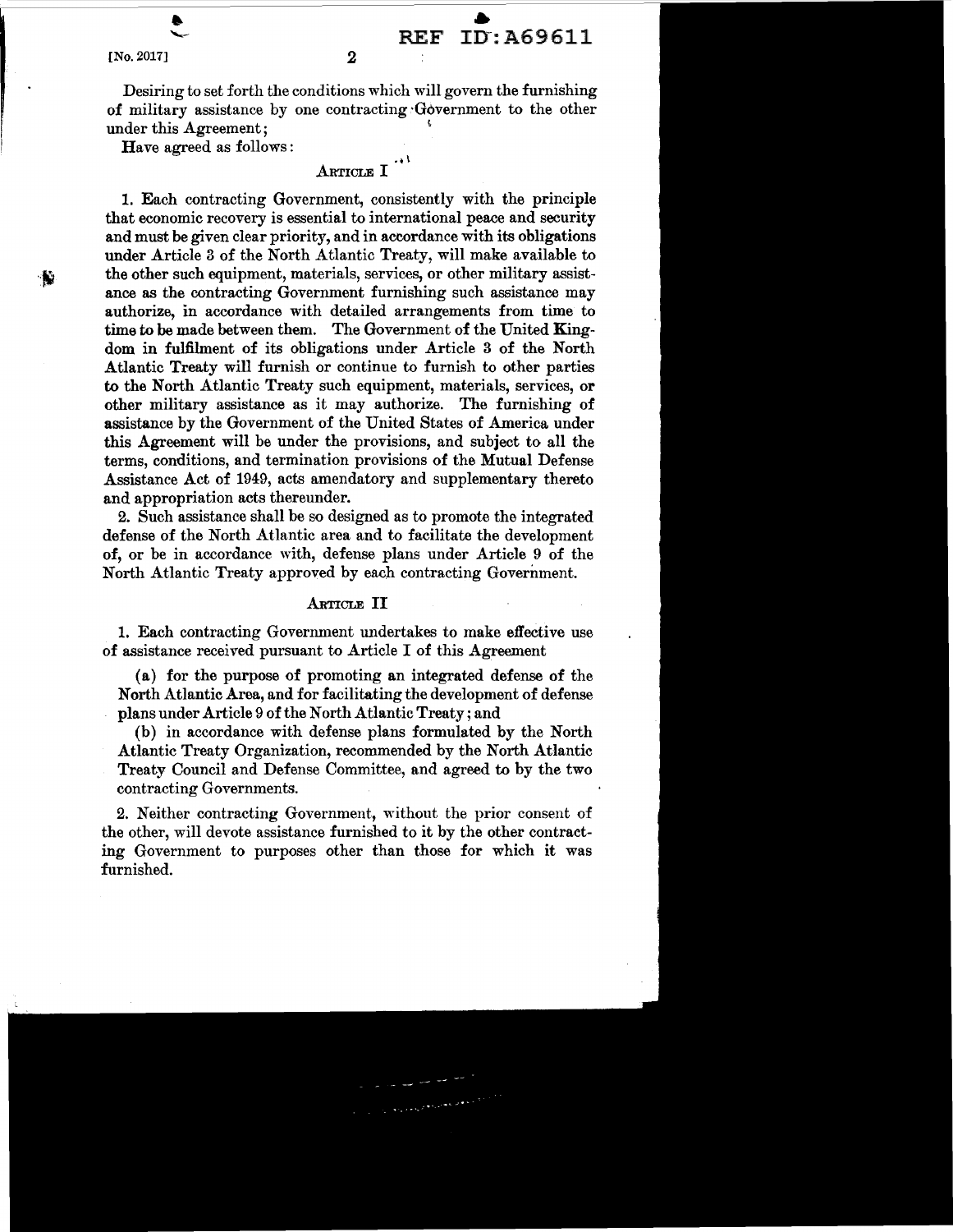Desiring to set forth the conditions which will govern the furnishing of military assistance by one contracting Government to the other under this Agreement;

Have agreed as follows:

## Article I

1. Each contracting Government, consistently with the principle that economic recovery is essential to international peace and security and must be given clear priority, and in accordance with its obligations under Article 3 of the North Atlantic Treaty, will make available to the other such equipment, materials, services, or other military assistance as the contracting Government furnishing such assistance may authorize, in accordance with detailed arrangements from time to time to be made between them. The Government of the United Kingdom in fulfilment of its obligations under Article 3 of the North Atlantic Treaty will furnish or continue to furnish to other parties to the North Atlantic Treaty such equipment, materials, services, or other military assistance as it may authorize. The furnishing of assistance by the Government of the United States of America under this Agreement will be under the provisions, and subject to all the terms, conditions, and termination provisions of the Mutual Defense Assistance Act of 1949, acts amendatory and supplementary thereto and appropriation acts thereunder.

2. Such assistance shall be so designed as to promote the integrated defense of the North Atlantic area and to facilitate the development of, or be in accordance with, defense plans under Article 9 of the North Atlantic Treaty approved by each contracting Government.

## Article II

1. Each contracting Government undertakes to make effective use of assistance received pursuant to Article I of this Agreement

(a) for the purpose of promoting an integrated defense of the North Atlantic Area, and for facilitating the development of defense plans under Article 9 of the North Atlantic Treaty; and

(b) in accordance with defense plans formulated by the North Atlantic Treaty Organization, recommended by the North Atlantic Treaty Council and Defense Committee, and agreed to by the two contracting Governments.

2. Neither contracting Government, without the prior consent of the other, will devote assistance furnished to it by the other contracting Government to purposes other than those for which it was furnished.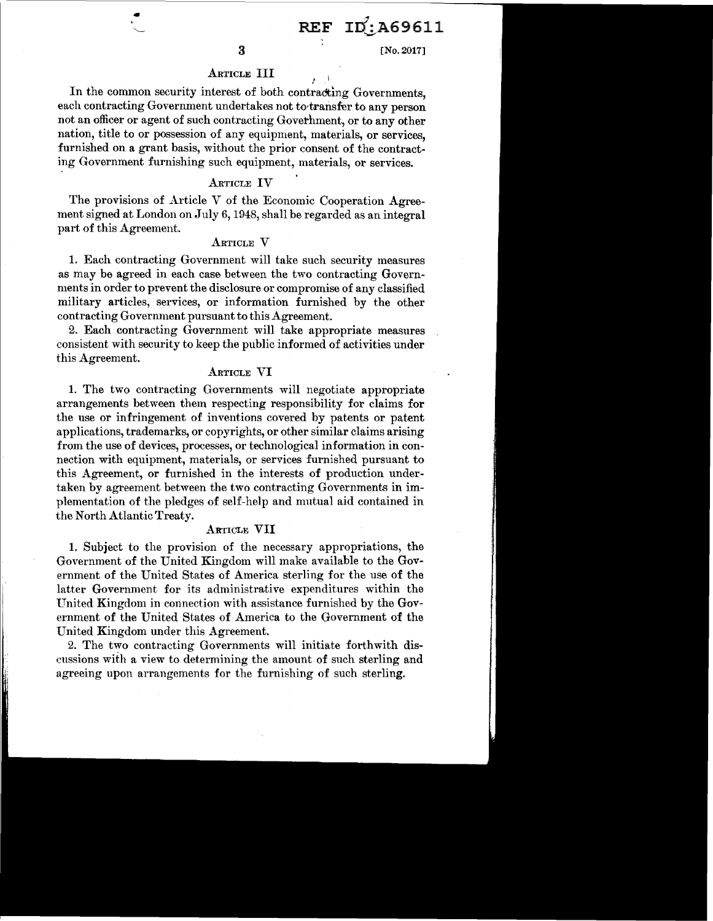## Article III

In the common security interest of both contracting Governments, each contracting Government undertakes not to transfer to any person not an officer or agent of such contracting Government, or to any other nation, title to or possession of any equipment, materials, or services, furnished on a grant basis, without the prior consent of the contracting Government furnishing such equipment, materials, or services.

## Article IV

The provisions of Article V of the Economic Cooperation Agreement signed at London on July 6, 1948, shall be regarded as an integral part of this Agreement.

## Article V

1. Each contracting Government will take such security measures as may be agreed in each case between the two contracting Governments in order to prevent the disclosure or compromise of any classified military articles, services, or information furnished by the other contracting Government pursuant to this Agreement.

2. Each contracting Government will take appropriate measures consistent with security to keep the public informed of activities under this Agreement.

## Article VI

1. The two contracting Governments will negotiate appropriate arrangements between them respecting responsibility for claims for the use or infringement of inventions covered by patents or patent applications, trademarks, or copyrights, or other similar claims arising from the use of devices, processes, or technological information in connection with equipment, materials, or services furnished pursuant to this Agreement, or furnished in the interests of production undertaken by agreement between the two contracting Governments in implementation of the pledges of self-help and mutual aid contained in the North Atlantic Treaty.

## Article VII

1. Subject to the provision of the necessary appropriations, the Government of the United Kingdom will make available to the Government of the United States of America sterling for the use of the latter Government for its administrative expenditures within the United Kingdom in connection with assistance furnished by the Government of the United States of America to the Government of the United Kingdom under this Agreement.

2. The two contracting Governments will initiate forthwith discussions with a view to determining the amount of such sterling and agreeing upon arrangements for the furnishing of such sterling.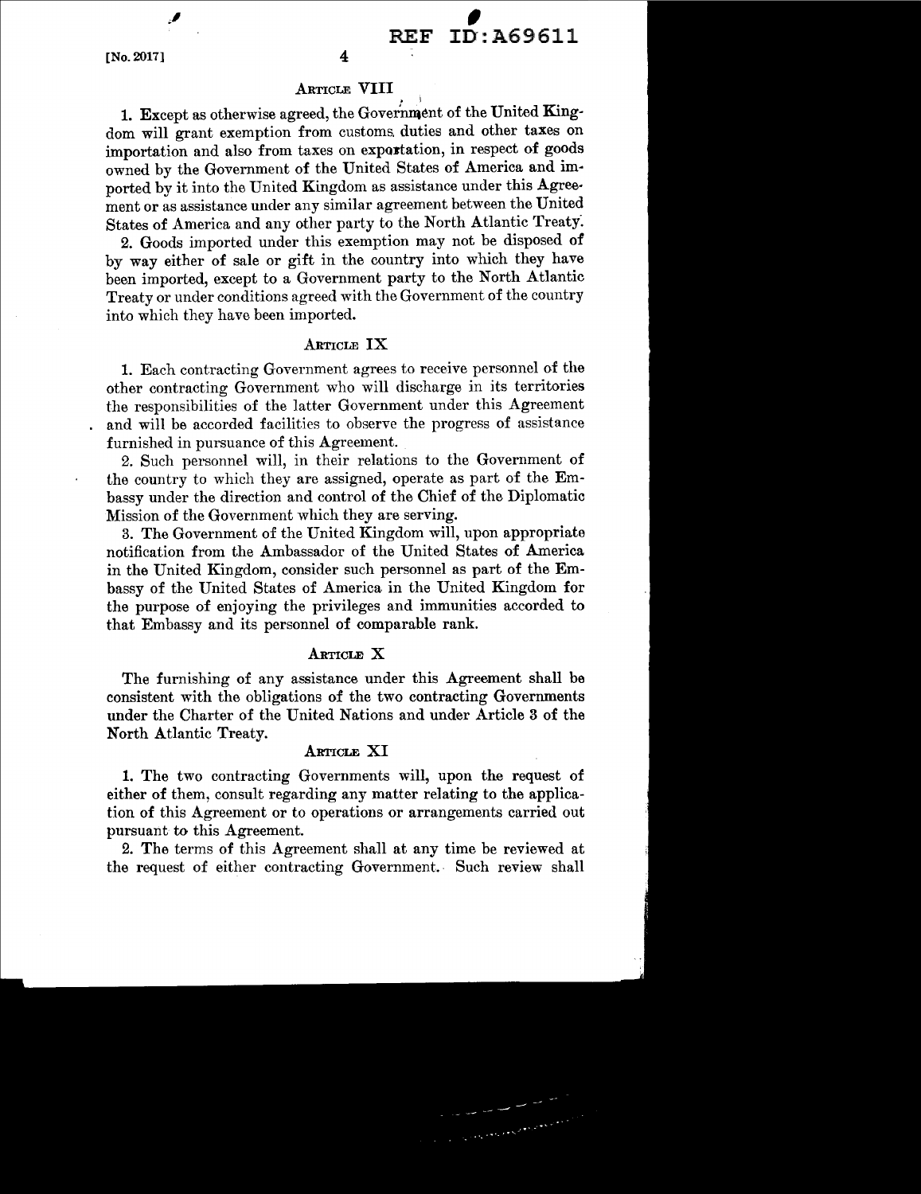## ARTICLE VIII

1. Except as otherwise agreed, the Government of the United Kingdom will grant exemption from customs duties and other taxes on importation and also from taxes on exportation, in respect of goods owned by the Government of the United States of America and imported by it into the United Kingdom as assistance under this Agreement or as assistance under any similar agreement between the United States of America and any other party to the North Atlantic Treaty.

2. Goods imported under this exemption may not be disposed of by way either of sale or gift in the country into which they have been imported, except to a Government party to the North Atlantic Treaty or under conditions agreed with the Government of the country into which they have been imported.

## ARTICLE IX

1. Each contracting Government agrees to receive personnel of the other contracting Government who will discharge in its territories the responsibilities of the latter Government under this Agreement and will be accorded facilities to observe the progress of assistance furnished in pursuance of this Agreement.

2. Such personnel will, in their relations to the Government of the country to which they are assigned, operate as part of the Embassy under the direction and control of the Chief of the Diplomatic Mission of the Government which they are serving.

3. The Government of the United Kingdom will, upon appropriate notification from the Ambassador of the United States of America in the United Kingdom, consider such personnel as part of the Embassy of the United States of America in the United Kingdom for the purpose of enjoying the privileges and immunities accorded to that Embassy and its personnel of comparable rank.

## ARTICLE X

The furnishing of any assistance under this Agreement shall be consistent with the obligations of the two contracting Governments under the Charter of the United Nations and under Article 3 of the North Atlantic Treaty.

## ARTICLE XI

1. The two contracting Governments will, upon the request of either of them, consult regarding any matter relating to the application of this Agreement or to operations or arrangements carried out pursuant to this Agreement.

2. The terms of this Agreement shall at any time be reviewed at the request of either contracting Government. Such review shall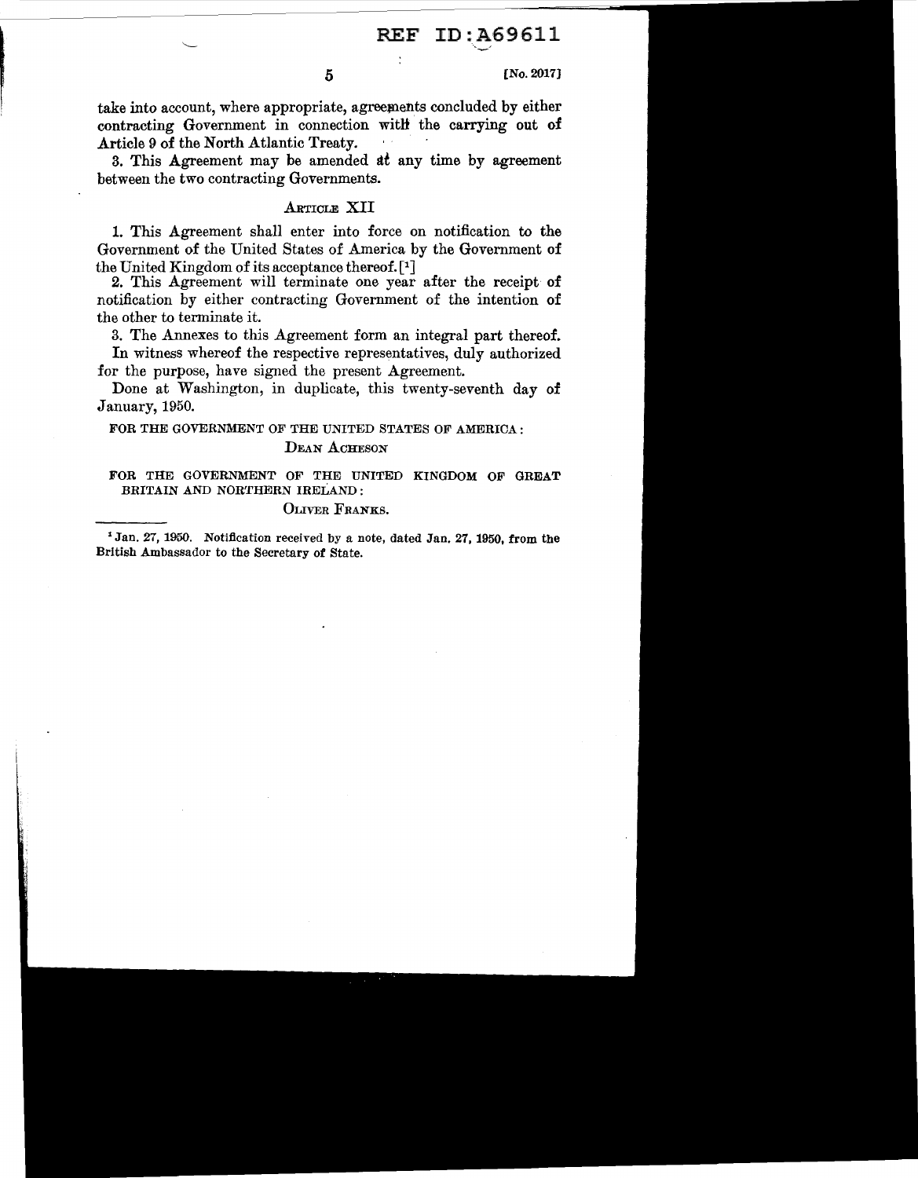take into account, where appropriate, agreements concluded by either contracting Government in connection with the carrying out of Article 9 of the North Atlantic Treaty.

3. This Agreement may be amended at any time by agreement between the two contracting Governments.

## Article XII

1. This Agreement shall enter into force on notification to the Government of the United States of America by the Government of the United Kingdom of its acceptance thereof. [1]

2. This Agreement will terminate one year after the receipt of notification by either contracting Government of the intention of the other to terminate it.

3. The Annexes to this Agreement form an integral part thereof.

In witness whereof the respective representatives, duly authorized for the purpose, have signed the present Agreement.

Done at Washington, in duplicate, this twenty-seventh day of January, 1950.

FOR THE GOVERNMENT OF THE UNITED STATES OF AMERICA:

Dean Acheson

FOR THE GOVERNMENT OF THE UNITED KINGDOM OF GREAT BRITAIN AND NORTHERN IRELAND:

Oliver Franks.

---

[1] Jan. 27, 1950. Notification received by a note, dated Jan. 27, 1950, from the British Ambassador to the Secretary of State.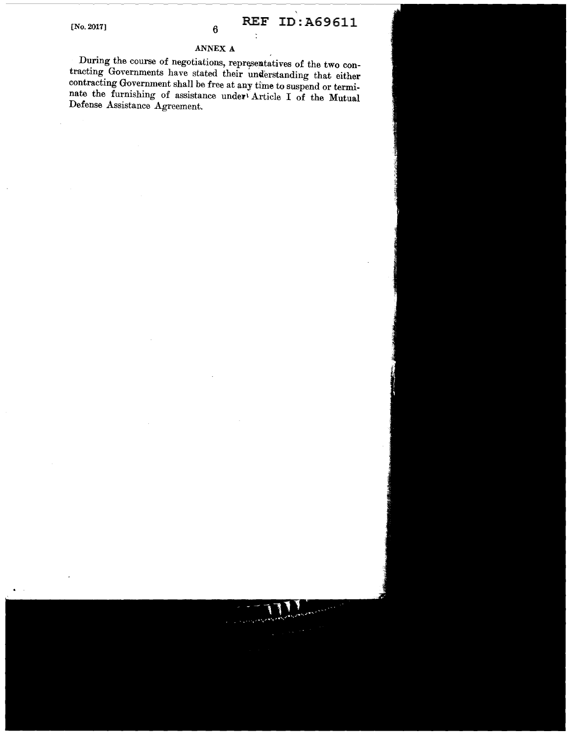## ANNEX A

During the course of negotiations, representatives of the two contracting Governments have stated their understanding that either contracting Government shall be free at any time to suspend or terminate the furnishing of assistance under Article I of the Mutual Defense Assistance Agreement.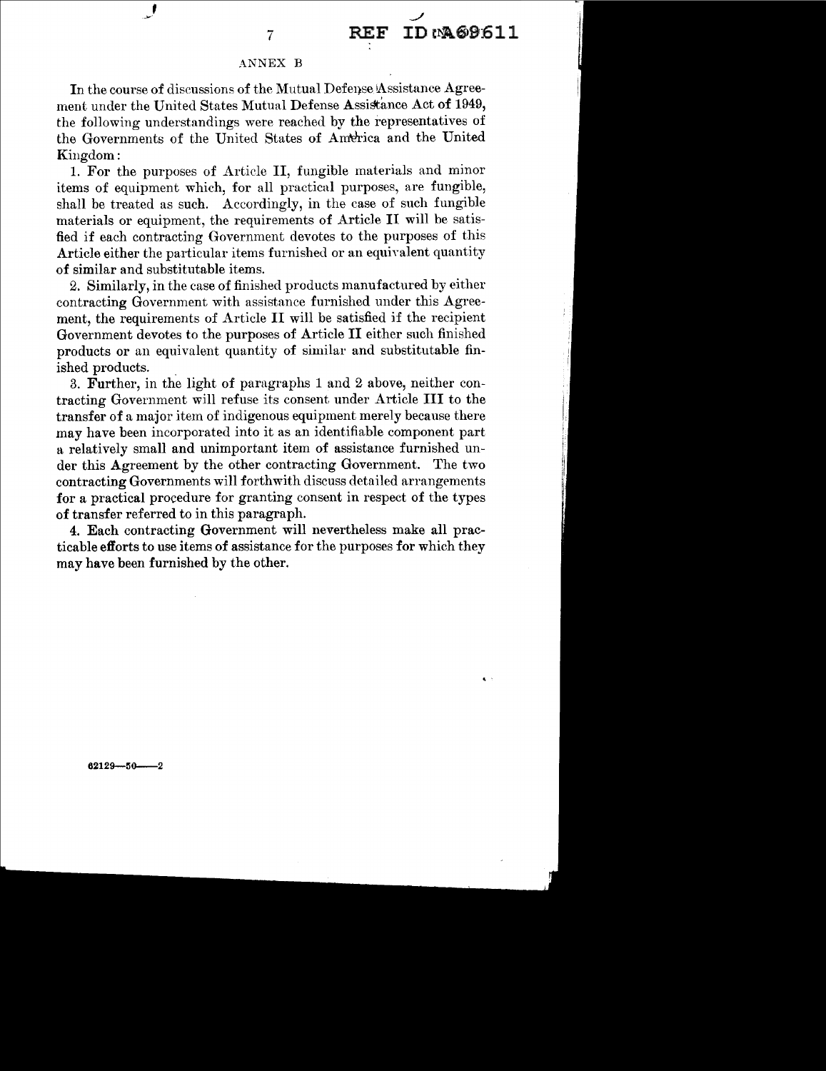## ANNEX B

In the course of discussions of the Mutual Defense Assistance Agreement under the United States Mutual Defense Assistance Act of 1949, the following understandings were reached by the representatives of the Governments of the United States of America and the United Kingdom:

1. For the purposes of Article II, fungible materials and minor items of equipment which, for all practical purposes, are fungible, shall be treated as such. Accordingly, in the case of such fungible materials or equipment, the requirements of Article II will be satisfied if each contracting Government devotes to the purposes of this Article either the particular items furnished or an equivalent quantity of similar and substitutable items.

2. Similarly, in the case of finished products manufactured by either contracting Government with assistance furnished under this Agreement, the requirements of Article II will be satisfied if the recipient Government devotes to the purposes of Article II either such finished products or an equivalent quantity of similar and substitutable finished products.

3. Further, in the light of paragraphs 1 and 2 above, neither contracting Government will refuse its consent under Article III to the transfer of a major item of indigenous equipment merely because there may have been incorporated into it as an identifiable component part a relatively small and unimportant item of assistance furnished under this Agreement by the other contracting Government. The two contracting Governments will forthwith discuss detailed arrangements for a practical procedure for granting consent in respect of the types of transfer referred to in this paragraph.

4. Each contracting Government will nevertheless make all practicable efforts to use items of assistance for the purposes for which they may have been furnished by the other.

62129—50——2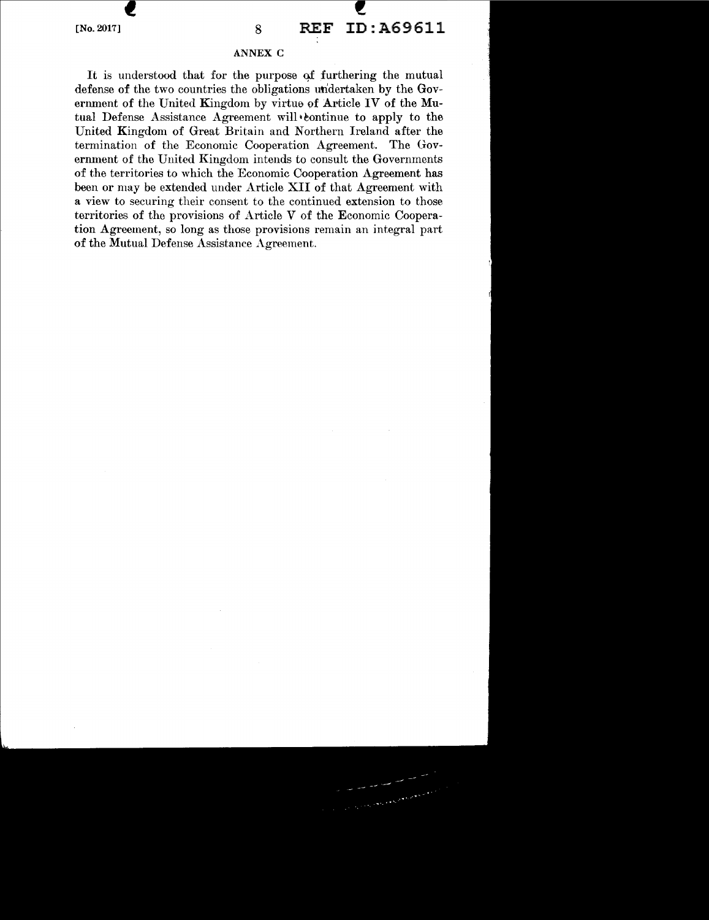## ANNEX C

It is understood that for the purpose of furthering the mutual defense of the two countries the obligations undertaken by the Government of the United Kingdom by virtue of Article IV of the Mutual Defense Assistance Agreement will continue to apply to the United Kingdom of Great Britain and Northern Ireland after the termination of the Economic Cooperation Agreement. The Government of the United Kingdom intends to consult the Governments of the territories to which the Economic Cooperation Agreement has been or may be extended under Article XII of that Agreement with a view to securing their consent to the continued extension to those territories of the provisions of Article V of the Economic Cooperation Agreement, so long as those provisions remain an integral part of the Mutual Defense Assistance Agreement.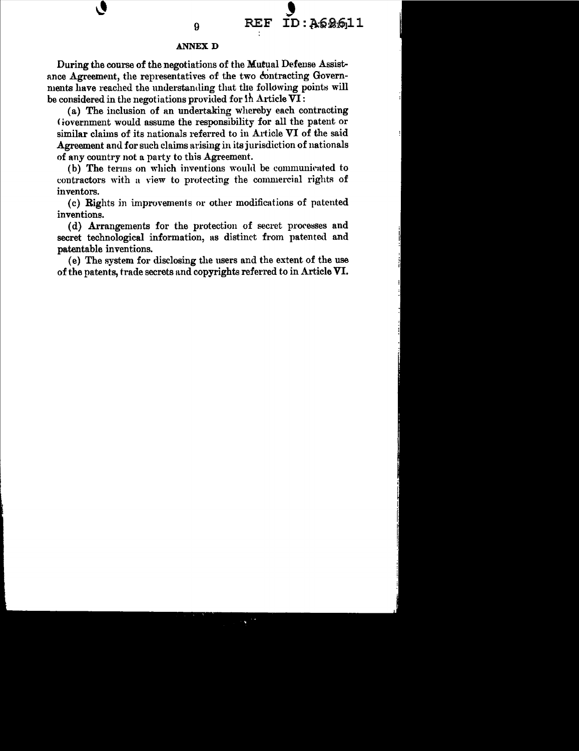## ANNEX D

During the course of the negotiations of the Mutual Defense Assistance Agreement, the representatives of the two contracting Governments have reached the understanding that the following points will be considered in the negotiations provided for in Article VI:

(a) The inclusion of an undertaking whereby each contracting Government would assume the responsibility for all the patent or similar claims of its nationals referred to in Article VI of the said Agreement and for such claims arising in its jurisdiction of nationals of any country not a party to this Agreement.

(b) The terms on which inventions would be communicated to contractors with a view to protecting the commercial rights of inventors.

(c) Rights in improvements or other modifications of patented inventions.

(d) Arrangements for the protection of secret processes and secret technological information, as distinct from patented and patentable inventions.

(e) The system for disclosing the users and the extent of the use of the patents, trade secrets and copyrights referred to in Article VI.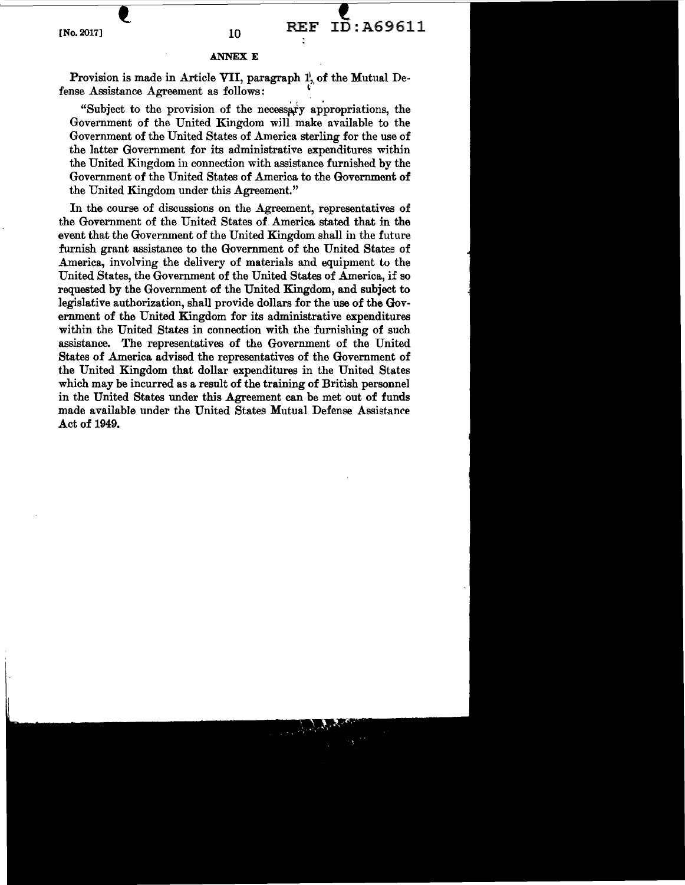## ANNEX E

Provision is made in Article VII, paragraph 1, of the Mutual Defense Assistance Agreement as follows:

"Subject to the provision of the necessary appropriations, the Government of the United Kingdom will make available to the Government of the United States of America sterling for the use of the latter Government for its administrative expenditures within the United Kingdom in connection with assistance furnished by the Government of the United States of America to the Government of the United Kingdom under this Agreement."

In the course of discussions on the Agreement, representatives of the Government of the United States of America stated that in the event that the Government of the United Kingdom shall in the future furnish grant assistance to the Government of the United States of America, involving the delivery of materials and equipment to the United States, the Government of the United States of America, if so requested by the Government of the United Kingdom, and subject to legislative authorization, shall provide dollars for the use of the Government of the United Kingdom for its administrative expenditures within the United States in connection with the furnishing of such assistance. The representatives of the Government of the United States of America advised the representatives of the Government of the United Kingdom that dollar expenditures in the United States which may be incurred as a result of the training of British personnel in the United States under this Agreement can be met out of funds made available under the United States Mutual Defense Assistance Act of 1949.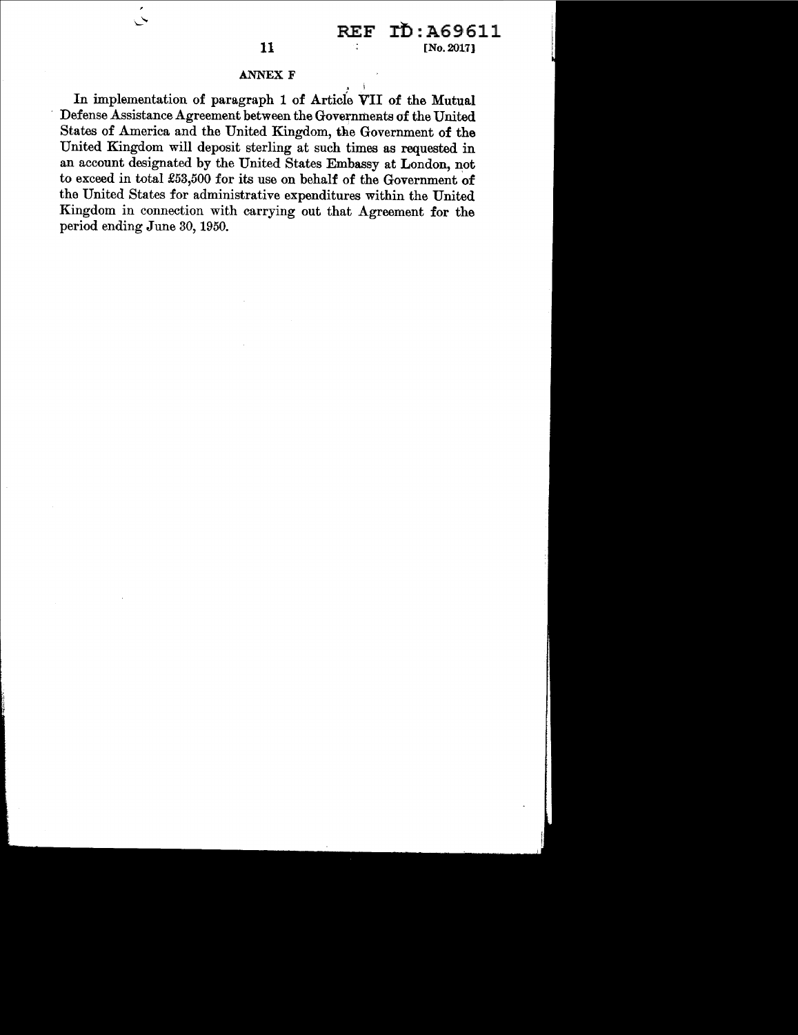## ANNEX F

In implementation of paragraph 1 of Article VII of the Mutual Defense Assistance Agreement between the Governments of the United States of America and the United Kingdom, the Government of the United Kingdom will deposit sterling at such times as requested in an account designated by the United States Embassy at London, not to exceed in total £53,500 for its use on behalf of the Government of the United States for administrative expenditures within the United Kingdom in connection with carrying out that Agreement for the period ending June 30, 1950.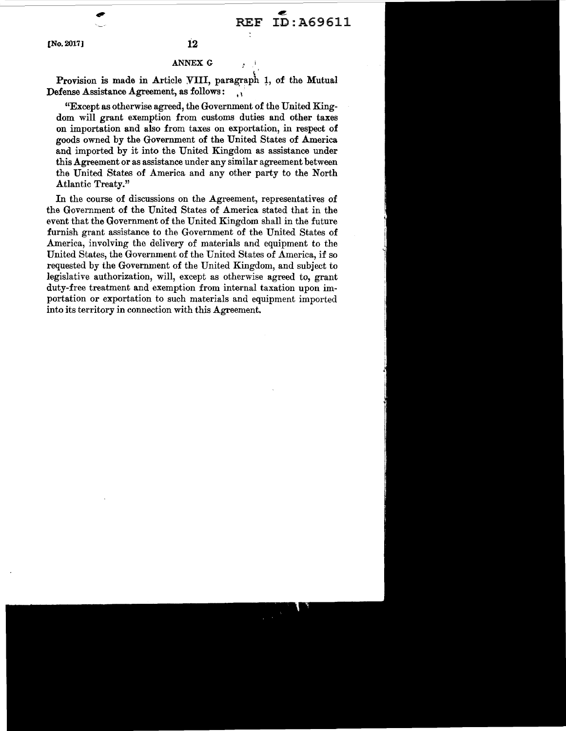## ANNEX G

Provision is made in Article VIII, paragraph 1, of the Mutual Defense Assistance Agreement, as follows:

"Except as otherwise agreed, the Government of the United Kingdom will grant exemption from customs duties and other taxes on importation and also from taxes on exportation, in respect of goods owned by the Government of the United States of America and imported by it into the United Kingdom as assistance under this Agreement or as assistance under any similar agreement between the United States of America and any other party to the North Atlantic Treaty."

In the course of discussions on the Agreement, representatives of the Government of the United States of America stated that in the event that the Government of the United Kingdom shall in the future furnish grant assistance to the Government of the United States of America, involving the delivery of materials and equipment to the United States, the Government of the United States of America, if so requested by the Government of the United Kingdom, and subject to legislative authorization, will, except as otherwise agreed to, grant duty-free treatment and exemption from internal taxation upon importation or exportation to such materials and equipment imported into its territory in connection with this Agreement.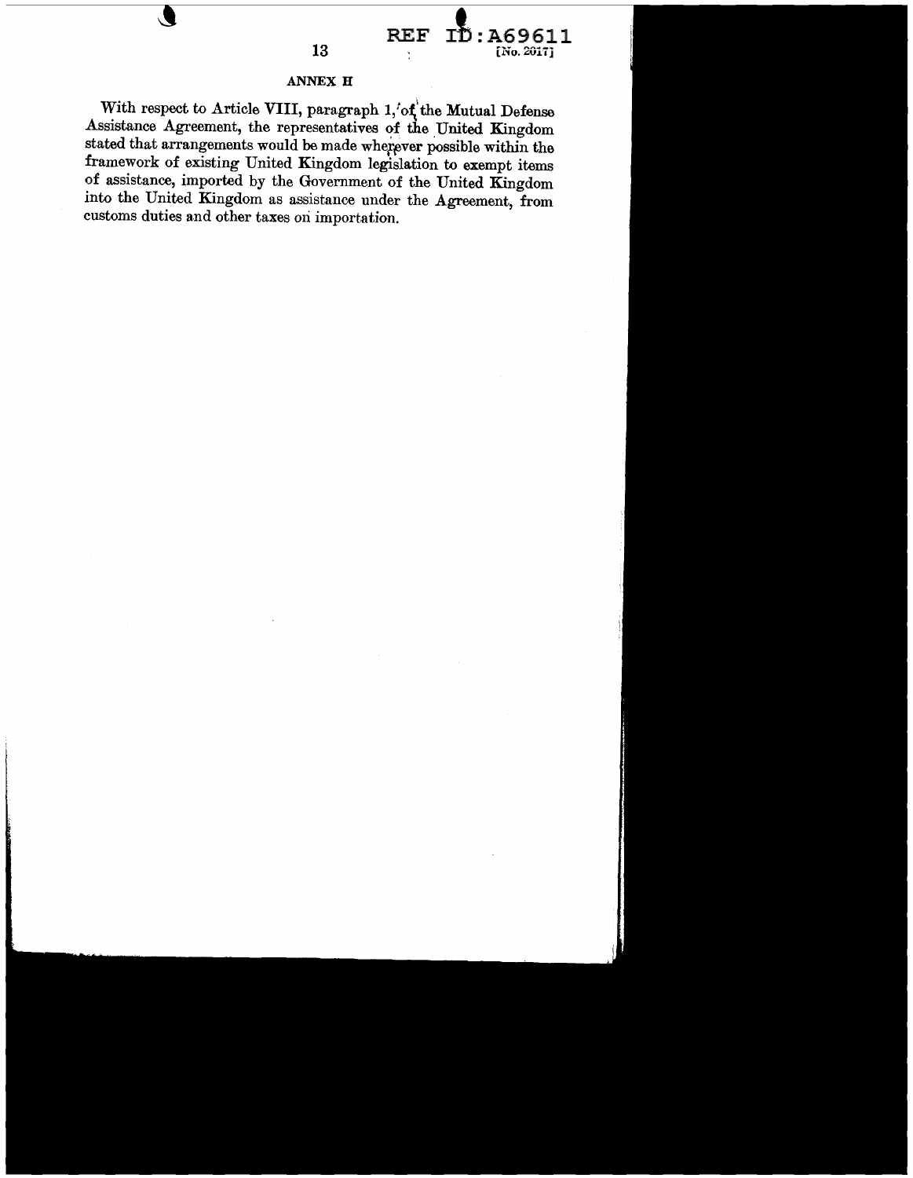## ANNEX H

With respect to Article VIII, paragraph 1, of the Mutual Defense Assistance Agreement, the representatives of the United Kingdom stated that arrangements would be made wherever possible within the framework of existing United Kingdom legislation to exempt items of assistance, imported by the Government of the United Kingdom into the United Kingdom as assistance under the Agreement, from customs duties and other taxes on importation.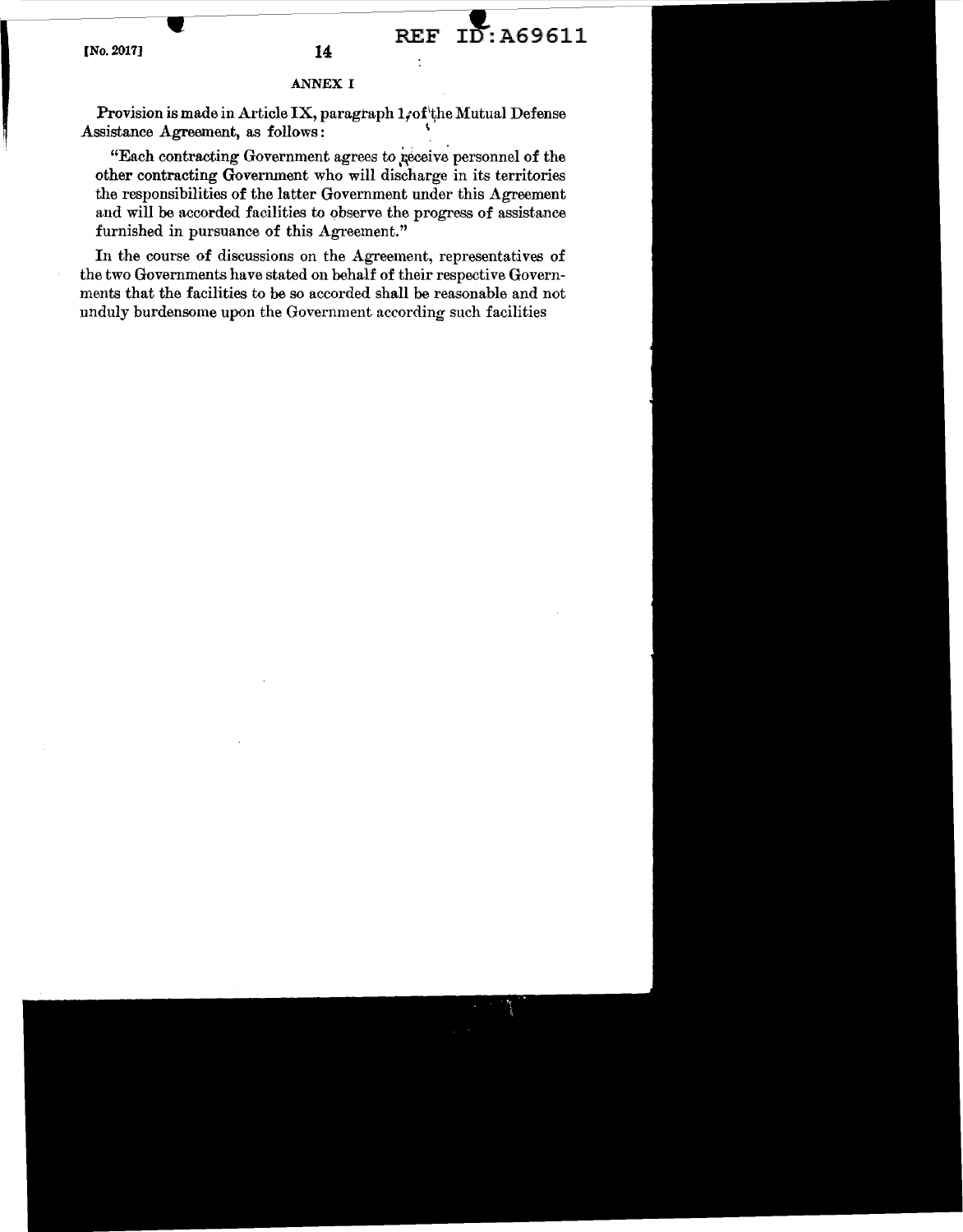## ANNEX I

Provision is made in Article IX, paragraph 1, of the Mutual Defense Assistance Agreement, as follows:

> "Each contracting Government agrees to receive personnel of the other contracting Government who will discharge in its territories the responsibilities of the latter Government under this Agreement and will be accorded facilities to observe the progress of assistance furnished in pursuance of this Agreement."

In the course of discussions on the Agreement, representatives of the two Governments have stated on behalf of their respective Governments that the facilities to be so accorded shall be reasonable and not unduly burdensome upon the Government according such facilities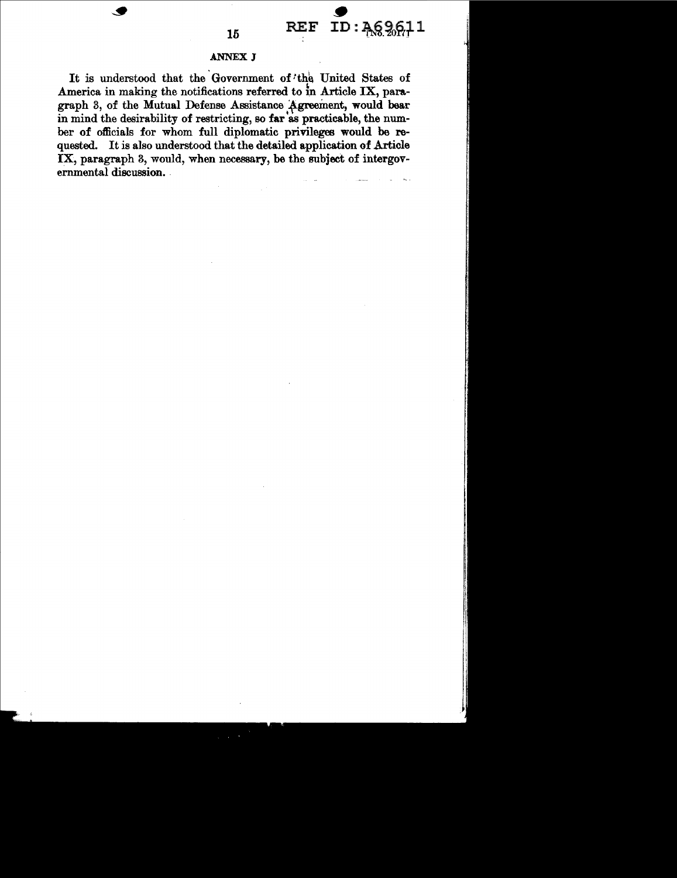## ANNEX J

It is understood that the Government of the United States of America in making the notifications referred to in Article IX, paragraph 3, of the Mutual Defense Assistance Agreement, would bear in mind the desirability of restricting, so far as practicable, the number of officials for whom full diplomatic privileges would be requested. It is also understood that the detailed application of Article IX, paragraph 3, would, when necessary, be the subject of intergovernmental discussion.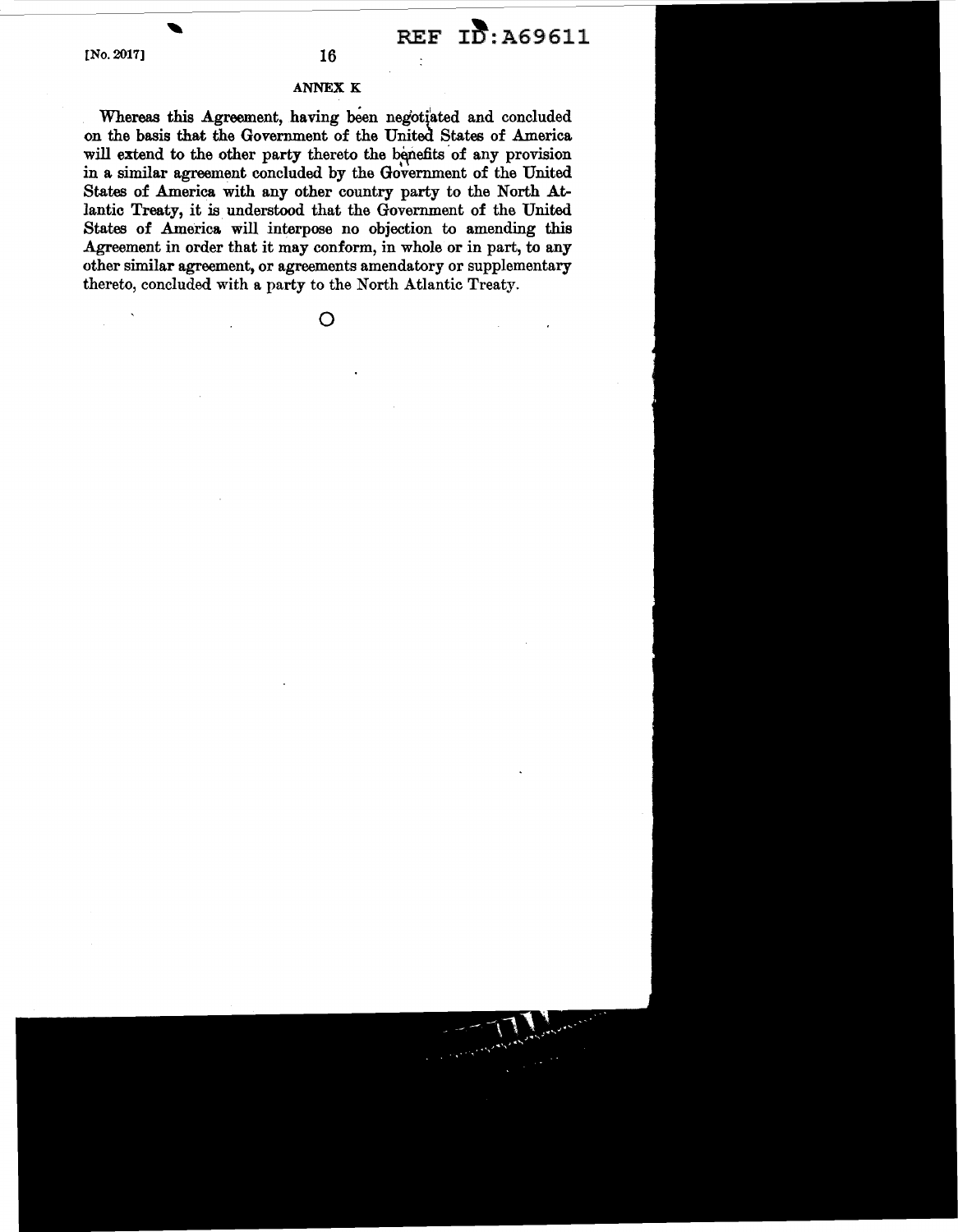## ANNEX K

Whereas this Agreement, having been negotiated and concluded on the basis that the Government of the United States of America will extend to the other party thereto the benefits of any provision in a similar agreement concluded by the Government of the United States of America with any other country party to the North Atlantic Treaty, it is understood that the Government of the United States of America will interpose no objection to amending this Agreement in order that it may conform, in whole or in part, to any other similar agreement, or agreements amendatory or supplementary thereto, concluded with a party to the North Atlantic Treaty.